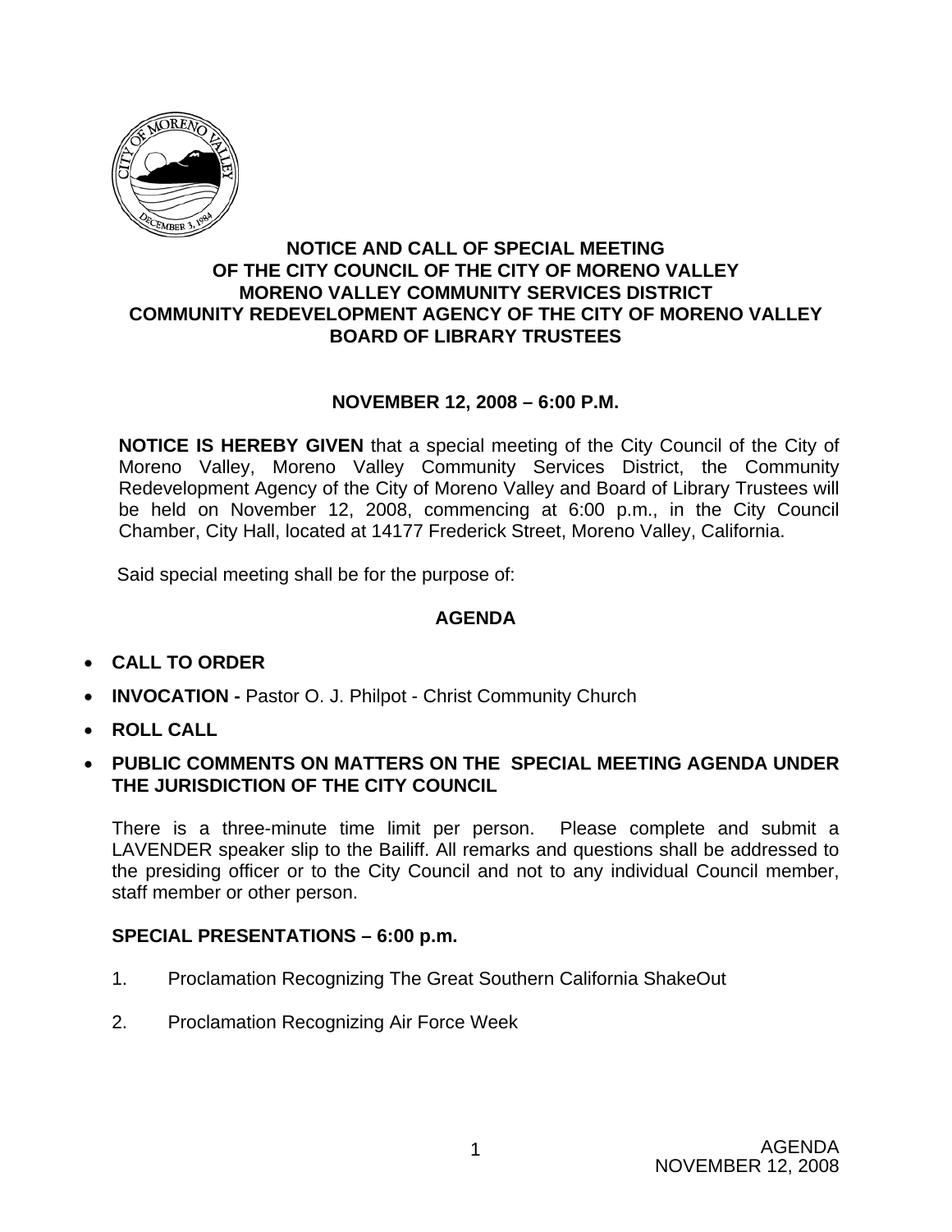**NOTICE AND CALL OF SPECIAL MEETING**
**OF THE CITY COUNCIL OF THE CITY OF MORENO VALLEY**
**MORENO VALLEY COMMUNITY SERVICES DISTRICT**
**COMMUNITY REDEVELOPMENT AGENCY OF THE CITY OF MORENO VALLEY**
**BOARD OF LIBRARY TRUSTEES**

**NOVEMBER 12, 2008 – 6:00 P.M.**

**NOTICE IS HEREBY GIVEN** that a special meeting of the City Council of the City of Moreno Valley, Moreno Valley Community Services District, the Community Redevelopment Agency of the City of Moreno Valley and Board of Library Trustees will be held on November 12, 2008, commencing at 6:00 p.m., in the City Council Chamber, City Hall, located at 14177 Frederick Street, Moreno Valley, California.

Said special meeting shall be for the purpose of:

## AGENDA

- **CALL TO ORDER**
- **INVOCATION -** Pastor O. J. Philpot - Christ Community Church
- **ROLL CALL**
- **PUBLIC COMMENTS ON MATTERS ON THE SPECIAL MEETING AGENDA UNDER THE JURISDICTION OF THE CITY COUNCIL**

There is a three-minute time limit per person. Please complete and submit a LAVENDER speaker slip to the Bailiff. All remarks and questions shall be addressed to the presiding officer or to the City Council and not to any individual Council member, staff member or other person.

### SPECIAL PRESENTATIONS – 6:00 p.m.

1. Proclamation Recognizing The Great Southern California ShakeOut
2. Proclamation Recognizing Air Force Week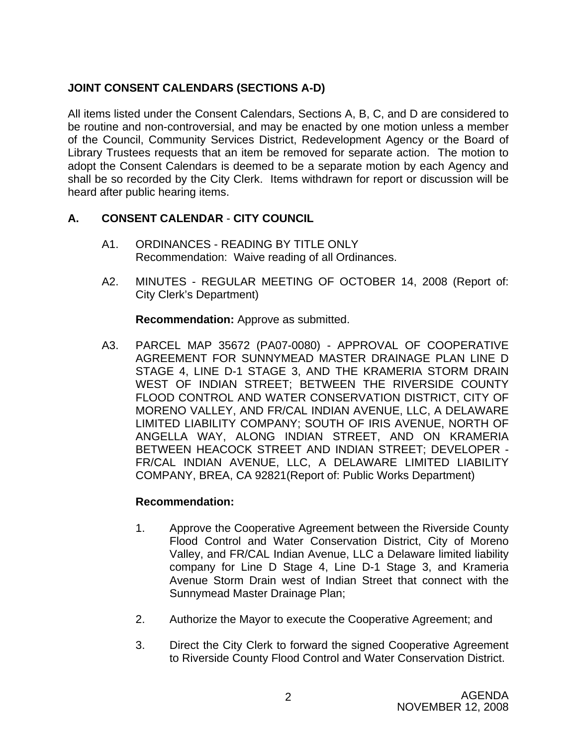## JOINT CONSENT CALENDARS (SECTIONS A-D)

All items listed under the Consent Calendars, Sections A, B, C, and D are considered to be routine and non-controversial, and may be enacted by one motion unless a member of the Council, Community Services District, Redevelopment Agency or the Board of Library Trustees requests that an item be removed for separate action. The motion to adopt the Consent Calendars is deemed to be a separate motion by each Agency and shall be so recorded by the City Clerk. Items withdrawn for report or discussion will be heard after public hearing items.

## A. CONSENT CALENDAR - CITY COUNCIL

A1. ORDINANCES - READING BY TITLE ONLY
Recommendation: Waive reading of all Ordinances.

A2. MINUTES - REGULAR MEETING OF OCTOBER 14, 2008 (Report of: City Clerk's Department)

**Recommendation:** Approve as submitted.

A3. PARCEL MAP 35672 (PA07-0080) - APPROVAL OF COOPERATIVE AGREEMENT FOR SUNNYMEAD MASTER DRAINAGE PLAN LINE D STAGE 4, LINE D-1 STAGE 3, AND THE KRAMERIA STORM DRAIN WEST OF INDIAN STREET; BETWEEN THE RIVERSIDE COUNTY FLOOD CONTROL AND WATER CONSERVATION DISTRICT, CITY OF MORENO VALLEY, AND FR/CAL INDIAN AVENUE, LLC, A DELAWARE LIMITED LIABILITY COMPANY; SOUTH OF IRIS AVENUE, NORTH OF ANGELLA WAY, ALONG INDIAN STREET, AND ON KRAMERIA BETWEEN HEACOCK STREET AND INDIAN STREET; DEVELOPER - FR/CAL INDIAN AVENUE, LLC, A DELAWARE LIMITED LIABILITY COMPANY, BREA, CA 92821(Report of: Public Works Department)

**Recommendation:**

1. Approve the Cooperative Agreement between the Riverside County Flood Control and Water Conservation District, City of Moreno Valley, and FR/CAL Indian Avenue, LLC a Delaware limited liability company for Line D Stage 4, Line D-1 Stage 3, and Krameria Avenue Storm Drain west of Indian Street that connect with the Sunnymead Master Drainage Plan;

2. Authorize the Mayor to execute the Cooperative Agreement; and

3. Direct the City Clerk to forward the signed Cooperative Agreement to Riverside County Flood Control and Water Conservation District.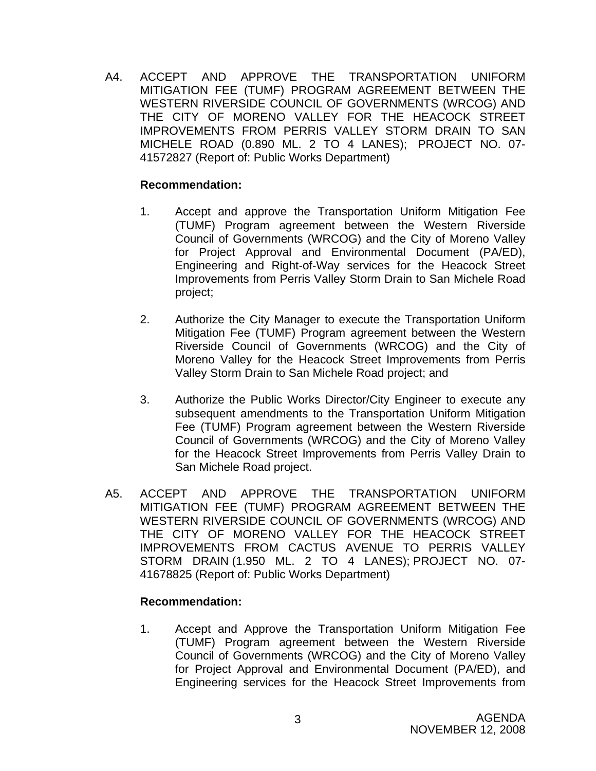A4. ACCEPT AND APPROVE THE TRANSPORTATION UNIFORM MITIGATION FEE (TUMF) PROGRAM AGREEMENT BETWEEN THE WESTERN RIVERSIDE COUNCIL OF GOVERNMENTS (WRCOG) AND THE CITY OF MORENO VALLEY FOR THE HEACOCK STREET IMPROVEMENTS FROM PERRIS VALLEY STORM DRAIN TO SAN MICHELE ROAD (0.890 ML. 2 TO 4 LANES); PROJECT NO. 07-41572827 (Report of: Public Works Department)

**Recommendation:**

1. Accept and approve the Transportation Uniform Mitigation Fee (TUMF) Program agreement between the Western Riverside Council of Governments (WRCOG) and the City of Moreno Valley for Project Approval and Environmental Document (PA/ED), Engineering and Right-of-Way services for the Heacock Street Improvements from Perris Valley Storm Drain to San Michele Road project;

2. Authorize the City Manager to execute the Transportation Uniform Mitigation Fee (TUMF) Program agreement between the Western Riverside Council of Governments (WRCOG) and the City of Moreno Valley for the Heacock Street Improvements from Perris Valley Storm Drain to San Michele Road project; and

3. Authorize the Public Works Director/City Engineer to execute any subsequent amendments to the Transportation Uniform Mitigation Fee (TUMF) Program agreement between the Western Riverside Council of Governments (WRCOG) and the City of Moreno Valley for the Heacock Street Improvements from Perris Valley Drain to San Michele Road project.

A5. ACCEPT AND APPROVE THE TRANSPORTATION UNIFORM MITIGATION FEE (TUMF) PROGRAM AGREEMENT BETWEEN THE WESTERN RIVERSIDE COUNCIL OF GOVERNMENTS (WRCOG) AND THE CITY OF MORENO VALLEY FOR THE HEACOCK STREET IMPROVEMENTS FROM CACTUS AVENUE TO PERRIS VALLEY STORM DRAIN (1.950 ML. 2 TO 4 LANES); PROJECT NO. 07-41678825 (Report of: Public Works Department)

**Recommendation:**

1. Accept and Approve the Transportation Uniform Mitigation Fee (TUMF) Program agreement between the Western Riverside Council of Governments (WRCOG) and the City of Moreno Valley for Project Approval and Environmental Document (PA/ED), and Engineering services for the Heacock Street Improvements from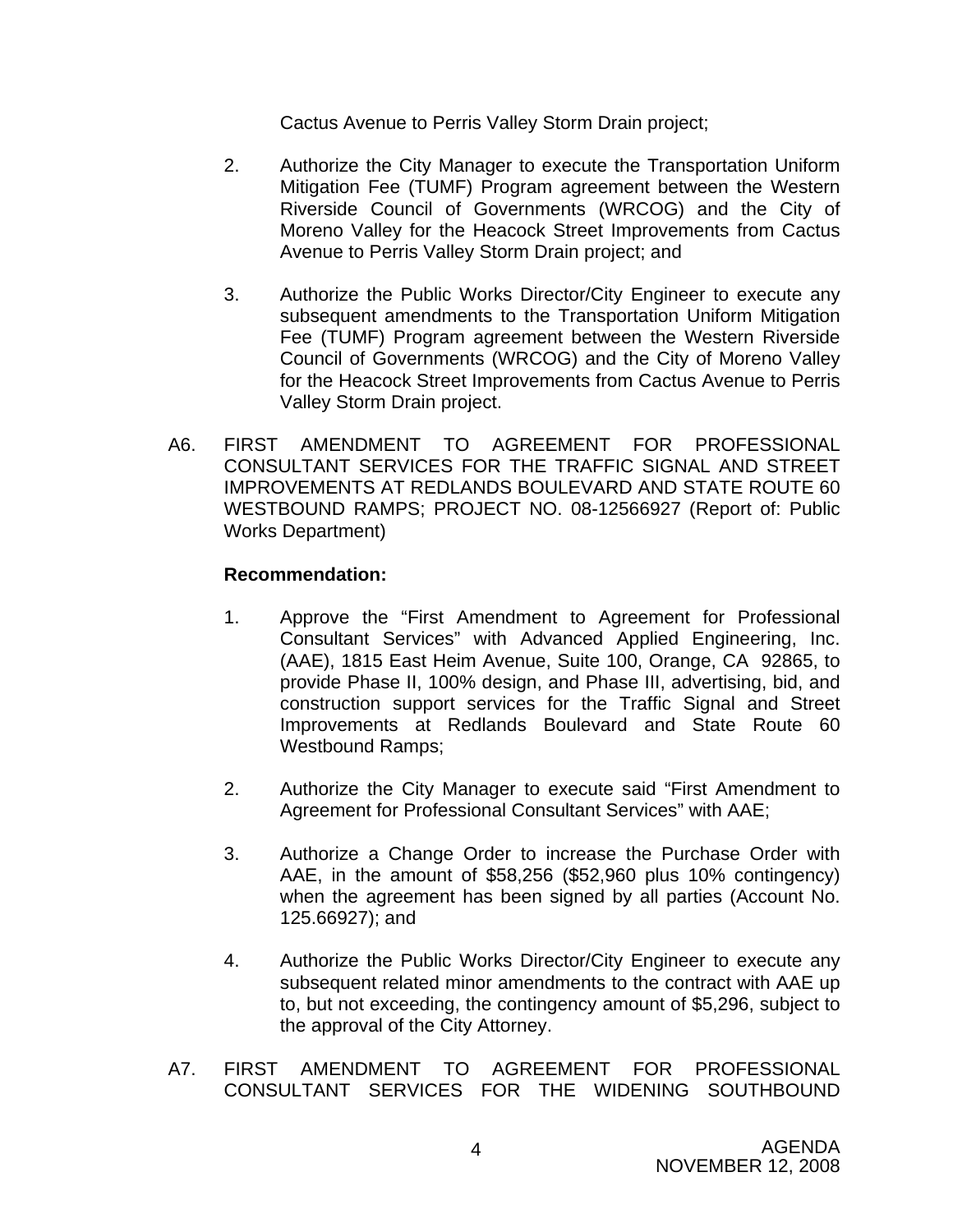Cactus Avenue to Perris Valley Storm Drain project;

2. Authorize the City Manager to execute the Transportation Uniform Mitigation Fee (TUMF) Program agreement between the Western Riverside Council of Governments (WRCOG) and the City of Moreno Valley for the Heacock Street Improvements from Cactus Avenue to Perris Valley Storm Drain project; and

3. Authorize the Public Works Director/City Engineer to execute any subsequent amendments to the Transportation Uniform Mitigation Fee (TUMF) Program agreement between the Western Riverside Council of Governments (WRCOG) and the City of Moreno Valley for the Heacock Street Improvements from Cactus Avenue to Perris Valley Storm Drain project.

A6. FIRST AMENDMENT TO AGREEMENT FOR PROFESSIONAL CONSULTANT SERVICES FOR THE TRAFFIC SIGNAL AND STREET IMPROVEMENTS AT REDLANDS BOULEVARD AND STATE ROUTE 60 WESTBOUND RAMPS; PROJECT NO. 08-12566927 (Report of: Public Works Department)

**Recommendation:**

1. Approve the “First Amendment to Agreement for Professional Consultant Services” with Advanced Applied Engineering, Inc. (AAE), 1815 East Heim Avenue, Suite 100, Orange, CA 92865, to provide Phase II, 100% design, and Phase III, advertising, bid, and construction support services for the Traffic Signal and Street Improvements at Redlands Boulevard and State Route 60 Westbound Ramps;

2. Authorize the City Manager to execute said “First Amendment to Agreement for Professional Consultant Services” with AAE;

3. Authorize a Change Order to increase the Purchase Order with AAE, in the amount of $58,256 ($52,960 plus 10% contingency) when the agreement has been signed by all parties (Account No. 125.66927); and

4. Authorize the Public Works Director/City Engineer to execute any subsequent related minor amendments to the contract with AAE up to, but not exceeding, the contingency amount of $5,296, subject to the approval of the City Attorney.

A7. FIRST AMENDMENT TO AGREEMENT FOR PROFESSIONAL CONSULTANT SERVICES FOR THE WIDENING SOUTHBOUND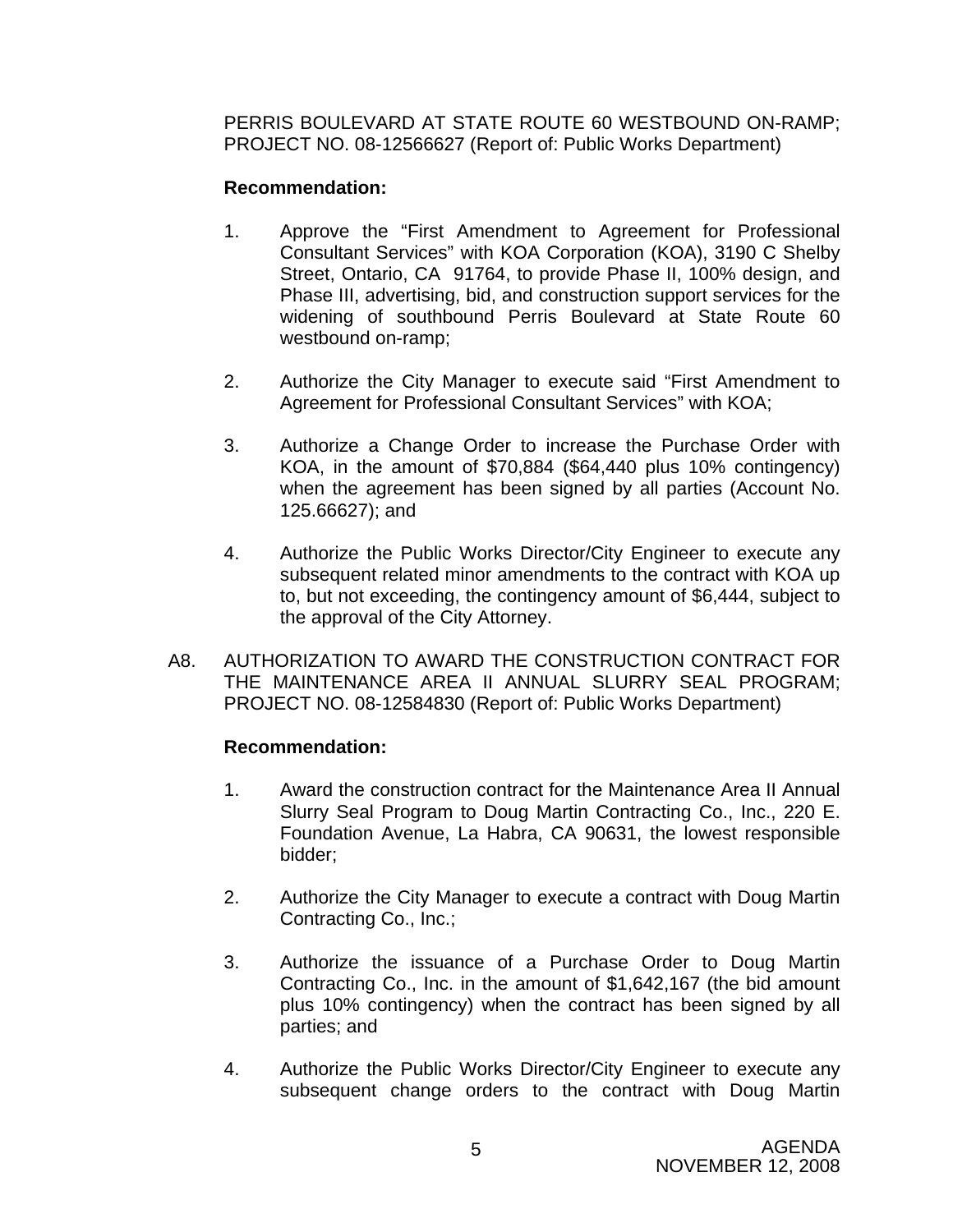PERRIS BOULEVARD AT STATE ROUTE 60 WESTBOUND ON-RAMP; PROJECT NO. 08-12566627 (Report of: Public Works Department)

**Recommendation:**

1. Approve the "First Amendment to Agreement for Professional Consultant Services" with KOA Corporation (KOA), 3190 C Shelby Street, Ontario, CA 91764, to provide Phase II, 100% design, and Phase III, advertising, bid, and construction support services for the widening of southbound Perris Boulevard at State Route 60 westbound on-ramp;

2. Authorize the City Manager to execute said "First Amendment to Agreement for Professional Consultant Services" with KOA;

3. Authorize a Change Order to increase the Purchase Order with KOA, in the amount of $70,884 ($64,440 plus 10% contingency) when the agreement has been signed by all parties (Account No. 125.66627); and

4. Authorize the Public Works Director/City Engineer to execute any subsequent related minor amendments to the contract with KOA up to, but not exceeding, the contingency amount of $6,444, subject to the approval of the City Attorney.

A8. AUTHORIZATION TO AWARD THE CONSTRUCTION CONTRACT FOR THE MAINTENANCE AREA II ANNUAL SLURRY SEAL PROGRAM; PROJECT NO. 08-12584830 (Report of: Public Works Department)

**Recommendation:**

1. Award the construction contract for the Maintenance Area II Annual Slurry Seal Program to Doug Martin Contracting Co., Inc., 220 E. Foundation Avenue, La Habra, CA 90631, the lowest responsible bidder;

2. Authorize the City Manager to execute a contract with Doug Martin Contracting Co., Inc.;

3. Authorize the issuance of a Purchase Order to Doug Martin Contracting Co., Inc. in the amount of $1,642,167 (the bid amount plus 10% contingency) when the contract has been signed by all parties; and

4. Authorize the Public Works Director/City Engineer to execute any subsequent change orders to the contract with Doug Martin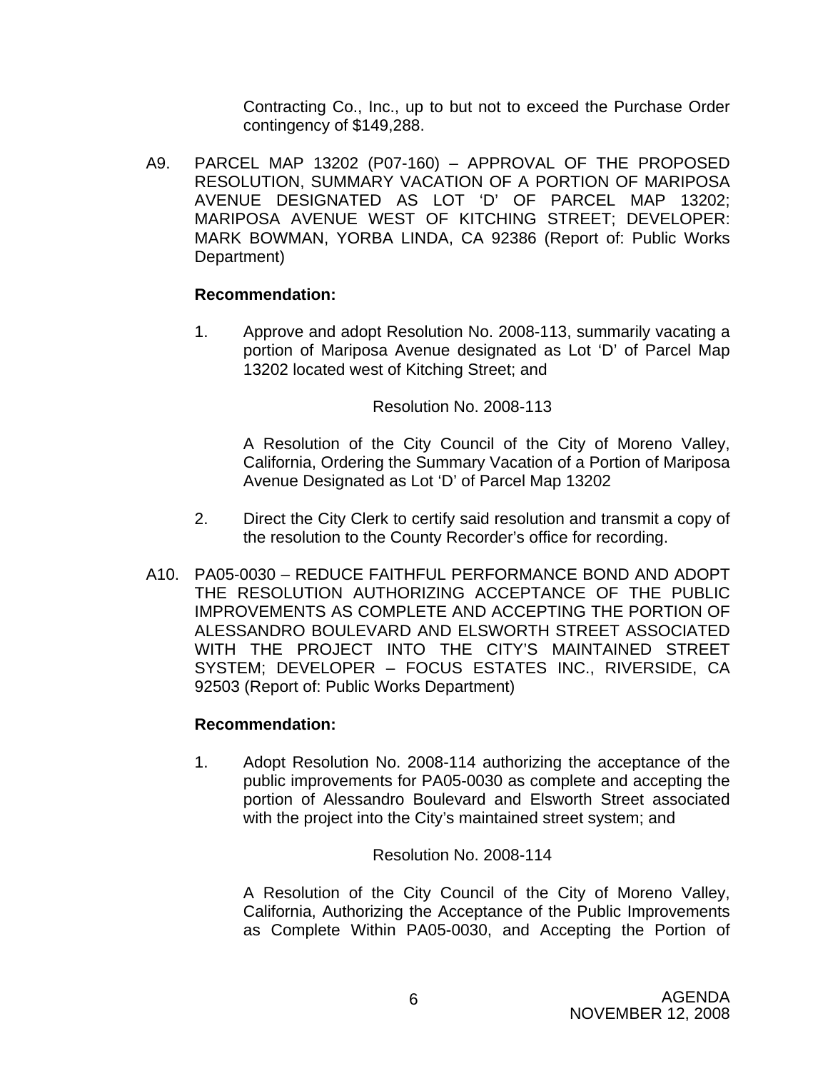Contracting Co., Inc., up to but not to exceed the Purchase Order contingency of $149,288.

A9. PARCEL MAP 13202 (P07-160) – APPROVAL OF THE PROPOSED RESOLUTION, SUMMARY VACATION OF A PORTION OF MARIPOSA AVENUE DESIGNATED AS LOT 'D' OF PARCEL MAP 13202; MARIPOSA AVENUE WEST OF KITCHING STREET; DEVELOPER: MARK BOWMAN, YORBA LINDA, CA 92386 (Report of: Public Works Department)

**Recommendation:**

1. Approve and adopt Resolution No. 2008-113, summarily vacating a portion of Mariposa Avenue designated as Lot 'D' of Parcel Map 13202 located west of Kitching Street; and

   Resolution No. 2008-113

   A Resolution of the City Council of the City of Moreno Valley, California, Ordering the Summary Vacation of a Portion of Mariposa Avenue Designated as Lot 'D' of Parcel Map 13202

2. Direct the City Clerk to certify said resolution and transmit a copy of the resolution to the County Recorder's office for recording.

A10. PA05-0030 – REDUCE FAITHFUL PERFORMANCE BOND AND ADOPT THE RESOLUTION AUTHORIZING ACCEPTANCE OF THE PUBLIC IMPROVEMENTS AS COMPLETE AND ACCEPTING THE PORTION OF ALESSANDRO BOULEVARD AND ELSWORTH STREET ASSOCIATED WITH THE PROJECT INTO THE CITY'S MAINTAINED STREET SYSTEM; DEVELOPER – FOCUS ESTATES INC., RIVERSIDE, CA 92503 (Report of: Public Works Department)

**Recommendation:**

1. Adopt Resolution No. 2008-114 authorizing the acceptance of the public improvements for PA05-0030 as complete and accepting the portion of Alessandro Boulevard and Elsworth Street associated with the project into the City's maintained street system; and

   Resolution No. 2008-114

   A Resolution of the City Council of the City of Moreno Valley, California, Authorizing the Acceptance of the Public Improvements as Complete Within PA05-0030, and Accepting the Portion of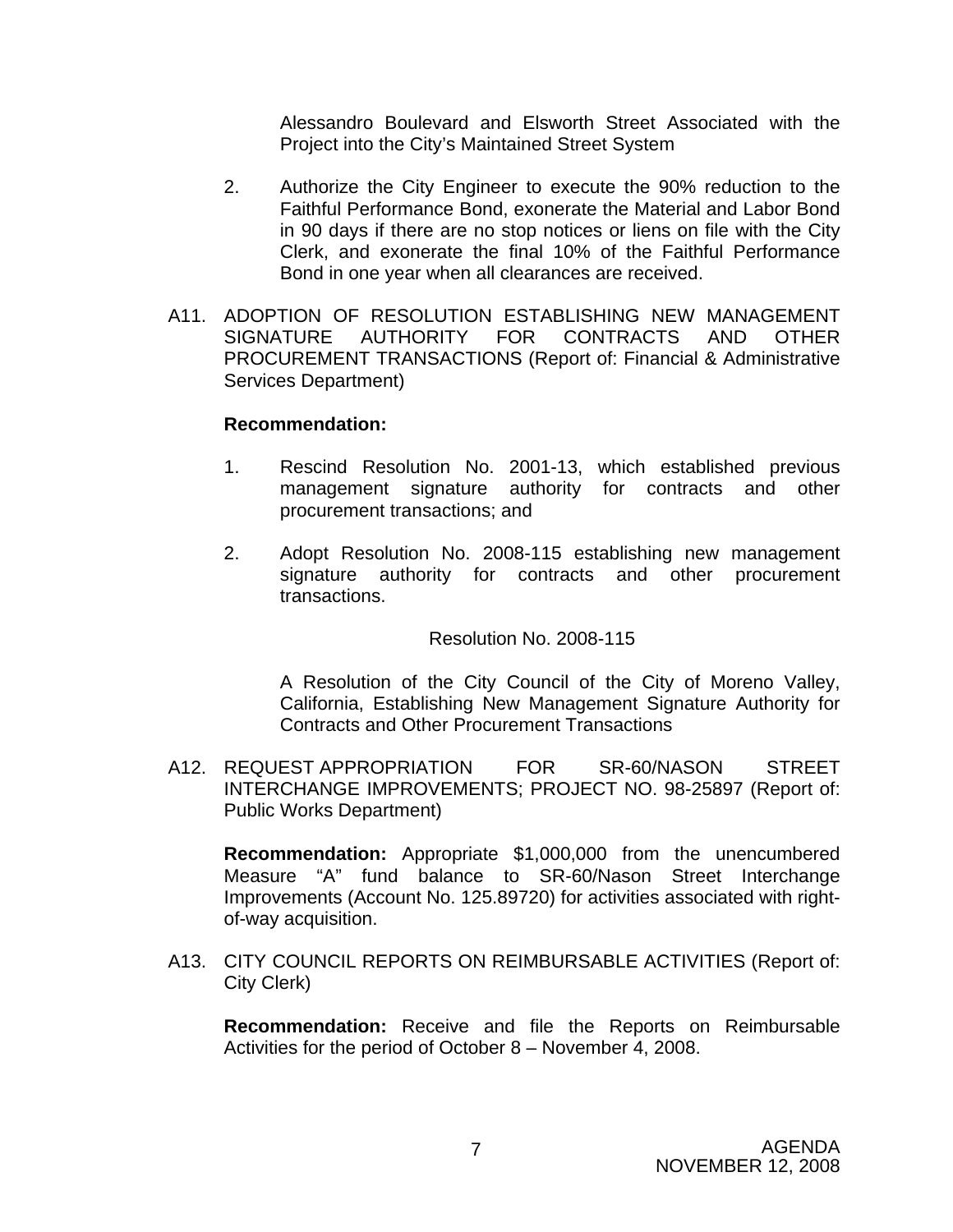Alessandro Boulevard and Elsworth Street Associated with the Project into the City's Maintained Street System

2. Authorize the City Engineer to execute the 90% reduction to the Faithful Performance Bond, exonerate the Material and Labor Bond in 90 days if there are no stop notices or liens on file with the City Clerk, and exonerate the final 10% of the Faithful Performance Bond in one year when all clearances are received.

A11. ADOPTION OF RESOLUTION ESTABLISHING NEW MANAGEMENT SIGNATURE AUTHORITY FOR CONTRACTS AND OTHER PROCUREMENT TRANSACTIONS (Report of: Financial & Administrative Services Department)

**Recommendation:**

1. Rescind Resolution No. 2001-13, which established previous management signature authority for contracts and other procurement transactions; and

2. Adopt Resolution No. 2008-115 establishing new management signature authority for contracts and other procurement transactions.

Resolution No. 2008-115

A Resolution of the City Council of the City of Moreno Valley, California, Establishing New Management Signature Authority for Contracts and Other Procurement Transactions

A12. REQUEST APPROPRIATION FOR SR-60/NASON STREET INTERCHANGE IMPROVEMENTS; PROJECT NO. 98-25897 (Report of: Public Works Department)

**Recommendation:** Appropriate $1,000,000 from the unencumbered Measure "A" fund balance to SR-60/Nason Street Interchange Improvements (Account No. 125.89720) for activities associated with right-of-way acquisition.

A13. CITY COUNCIL REPORTS ON REIMBURSABLE ACTIVITIES (Report of: City Clerk)

**Recommendation:** Receive and file the Reports on Reimbursable Activities for the period of October 8 – November 4, 2008.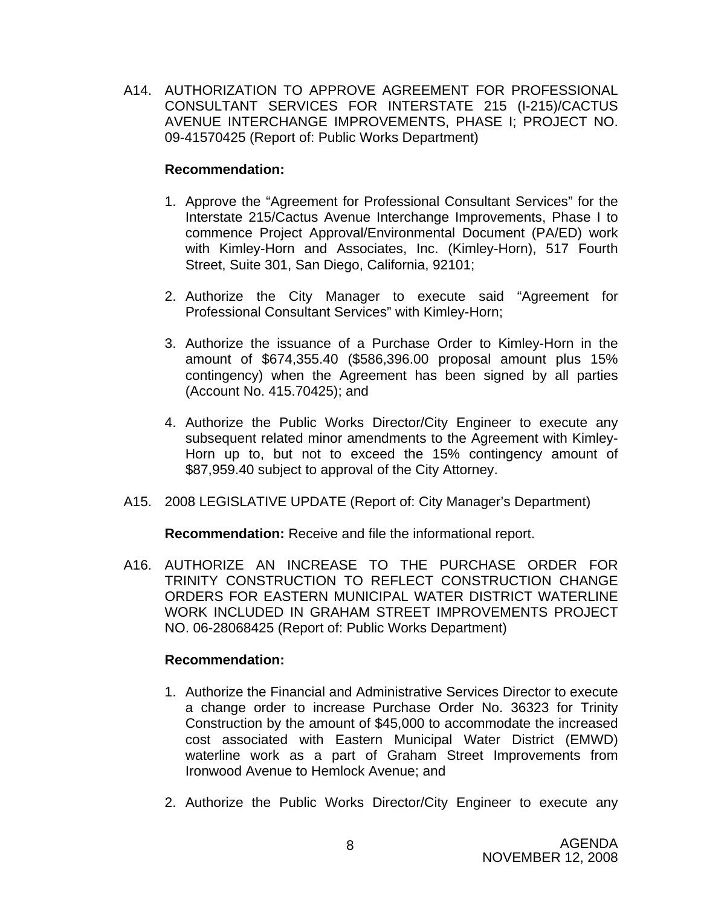A14. AUTHORIZATION TO APPROVE AGREEMENT FOR PROFESSIONAL CONSULTANT SERVICES FOR INTERSTATE 215 (I-215)/CACTUS AVENUE INTERCHANGE IMPROVEMENTS, PHASE I; PROJECT NO. 09-41570425 (Report of: Public Works Department)

**Recommendation:**

1. Approve the "Agreement for Professional Consultant Services" for the Interstate 215/Cactus Avenue Interchange Improvements, Phase I to commence Project Approval/Environmental Document (PA/ED) work with Kimley-Horn and Associates, Inc. (Kimley-Horn), 517 Fourth Street, Suite 301, San Diego, California, 92101;

2. Authorize the City Manager to execute said "Agreement for Professional Consultant Services" with Kimley-Horn;

3. Authorize the issuance of a Purchase Order to Kimley-Horn in the amount of $674,355.40 ($586,396.00 proposal amount plus 15% contingency) when the Agreement has been signed by all parties (Account No. 415.70425); and

4. Authorize the Public Works Director/City Engineer to execute any subsequent related minor amendments to the Agreement with Kimley-Horn up to, but not to exceed the 15% contingency amount of $87,959.40 subject to approval of the City Attorney.

A15. 2008 LEGISLATIVE UPDATE (Report of: City Manager's Department)

**Recommendation:** Receive and file the informational report.

A16. AUTHORIZE AN INCREASE TO THE PURCHASE ORDER FOR TRINITY CONSTRUCTION TO REFLECT CONSTRUCTION CHANGE ORDERS FOR EASTERN MUNICIPAL WATER DISTRICT WATERLINE WORK INCLUDED IN GRAHAM STREET IMPROVEMENTS PROJECT NO. 06-28068425 (Report of: Public Works Department)

**Recommendation:**

1. Authorize the Financial and Administrative Services Director to execute a change order to increase Purchase Order No. 36323 for Trinity Construction by the amount of $45,000 to accommodate the increased cost associated with Eastern Municipal Water District (EMWD) waterline work as a part of Graham Street Improvements from Ironwood Avenue to Hemlock Avenue; and

2. Authorize the Public Works Director/City Engineer to execute any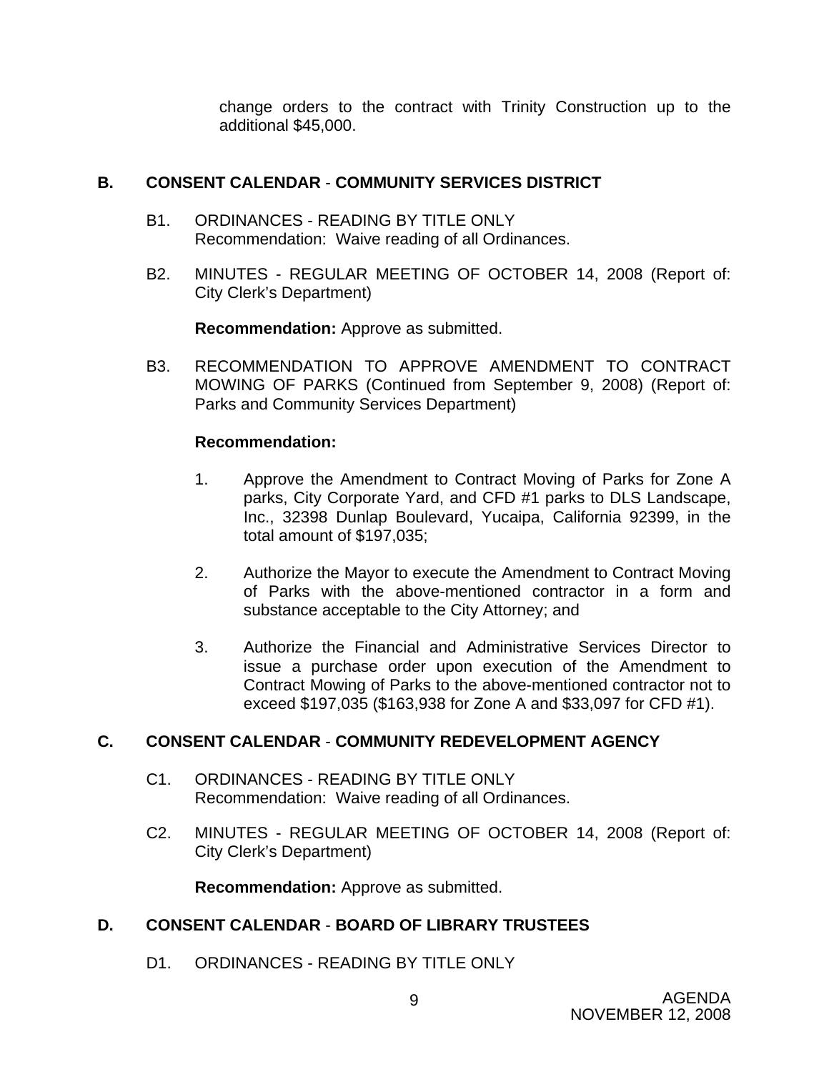change orders to the contract with Trinity Construction up to the additional $45,000.

## B. CONSENT CALENDAR - COMMUNITY SERVICES DISTRICT

B1. ORDINANCES - READING BY TITLE ONLY
Recommendation: Waive reading of all Ordinances.

B2. MINUTES - REGULAR MEETING OF OCTOBER 14, 2008 (Report of: City Clerk's Department)

**Recommendation:** Approve as submitted.

B3. RECOMMENDATION TO APPROVE AMENDMENT TO CONTRACT MOWING OF PARKS (Continued from September 9, 2008) (Report of: Parks and Community Services Department)

**Recommendation:**

1. Approve the Amendment to Contract Moving of Parks for Zone A parks, City Corporate Yard, and CFD #1 parks to DLS Landscape, Inc., 32398 Dunlap Boulevard, Yucaipa, California 92399, in the total amount of $197,035;

2. Authorize the Mayor to execute the Amendment to Contract Moving of Parks with the above-mentioned contractor in a form and substance acceptable to the City Attorney; and

3. Authorize the Financial and Administrative Services Director to issue a purchase order upon execution of the Amendment to Contract Mowing of Parks to the above-mentioned contractor not to exceed $197,035 ($163,938 for Zone A and $33,097 for CFD #1).

## C. CONSENT CALENDAR - COMMUNITY REDEVELOPMENT AGENCY

C1. ORDINANCES - READING BY TITLE ONLY
Recommendation: Waive reading of all Ordinances.

C2. MINUTES - REGULAR MEETING OF OCTOBER 14, 2008 (Report of: City Clerk's Department)

**Recommendation:** Approve as submitted.

## D. CONSENT CALENDAR - BOARD OF LIBRARY TRUSTEES

D1. ORDINANCES - READING BY TITLE ONLY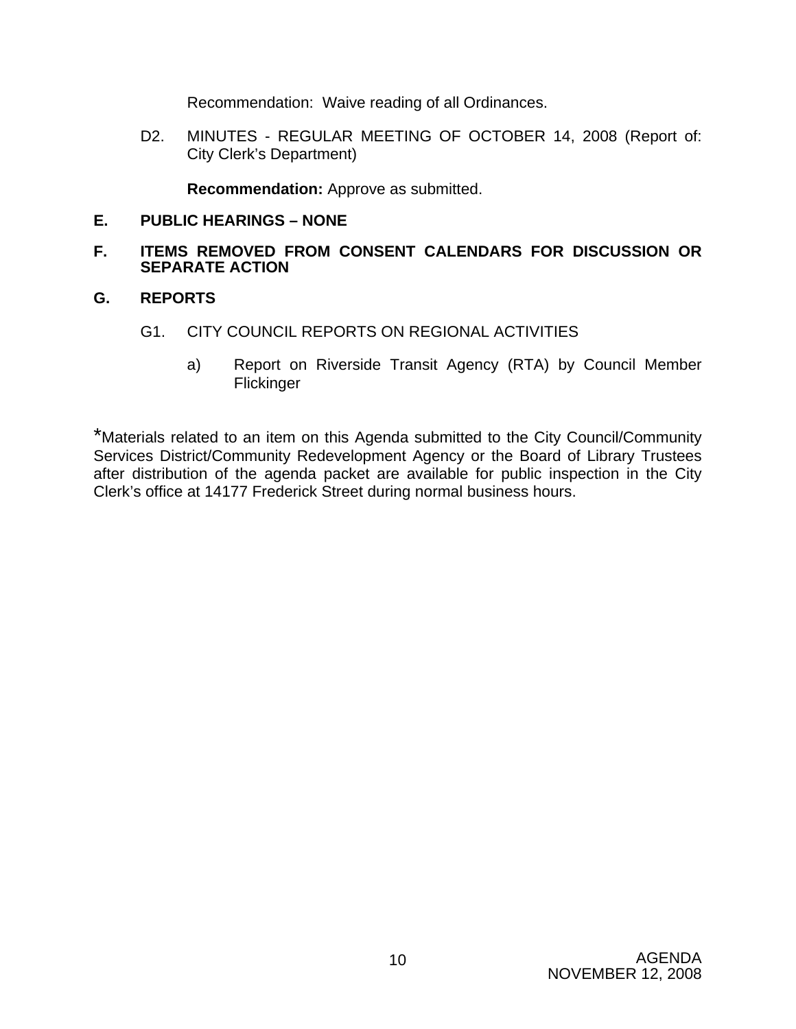Recommendation: Waive reading of all Ordinances.

D2. MINUTES - REGULAR MEETING OF OCTOBER 14, 2008 (Report of: City Clerk's Department)

**Recommendation:** Approve as submitted.

**E. PUBLIC HEARINGS – NONE**

**F. ITEMS REMOVED FROM CONSENT CALENDARS FOR DISCUSSION OR SEPARATE ACTION**

**G. REPORTS**

G1. CITY COUNCIL REPORTS ON REGIONAL ACTIVITIES

a) Report on Riverside Transit Agency (RTA) by Council Member Flickinger

*Materials related to an item on this Agenda submitted to the City Council/Community Services District/Community Redevelopment Agency or the Board of Library Trustees after distribution of the agenda packet are available for public inspection in the City Clerk's office at 14177 Frederick Street during normal business hours.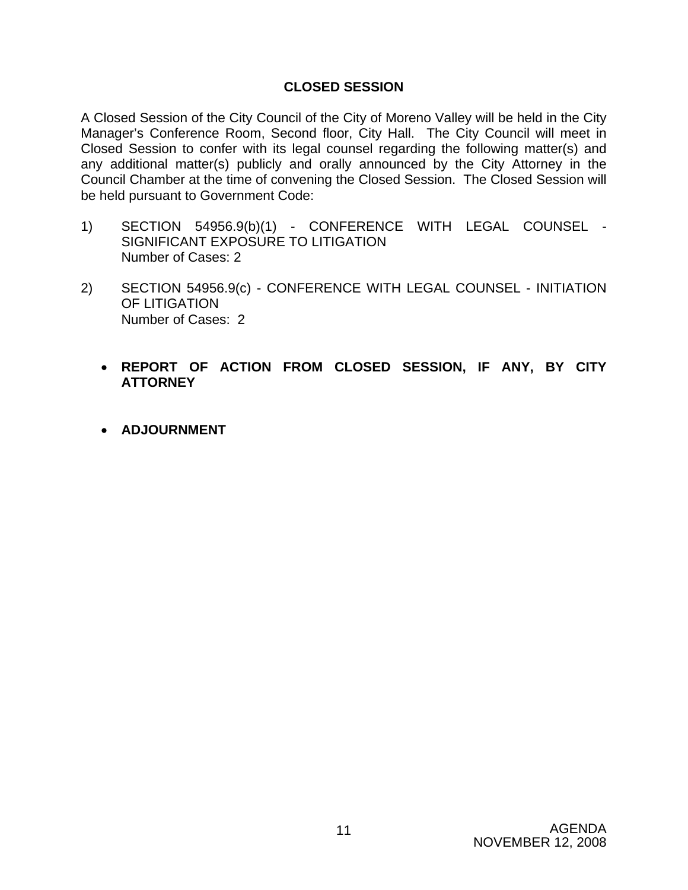## CLOSED SESSION

A Closed Session of the City Council of the City of Moreno Valley will be held in the City Manager's Conference Room, Second floor, City Hall. The City Council will meet in Closed Session to confer with its legal counsel regarding the following matter(s) and any additional matter(s) publicly and orally announced by the City Attorney in the Council Chamber at the time of convening the Closed Session. The Closed Session will be held pursuant to Government Code:

1) SECTION 54956.9(b)(1) - CONFERENCE WITH LEGAL COUNSEL - SIGNIFICANT EXPOSURE TO LITIGATION
   Number of Cases: 2

2) SECTION 54956.9(c) - CONFERENCE WITH LEGAL COUNSEL - INITIATION OF LITIGATION
   Number of Cases: 2

- **REPORT OF ACTION FROM CLOSED SESSION, IF ANY, BY CITY ATTORNEY**

- **ADJOURNMENT**